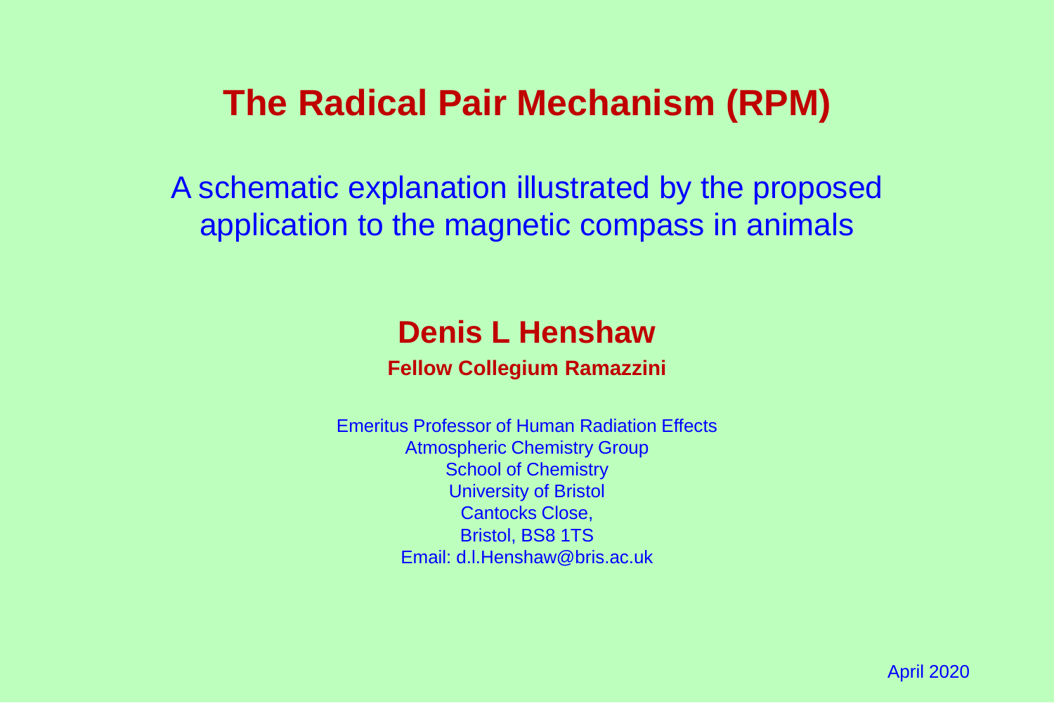# The Radical Pair Mechanism (RPM)

## A schematic explanation illustrated by the proposed application to the magnetic compass in animals

**Denis L Henshaw**

**Fellow Collegium Ramazzini**

Emeritus Professor of Human Radiation Effects
Atmospheric Chemistry Group
School of Chemistry
University of Bristol
Cantocks Close,
Bristol, BS8 1TS
Email: d.l.Henshaw@bris.ac.uk

April 2020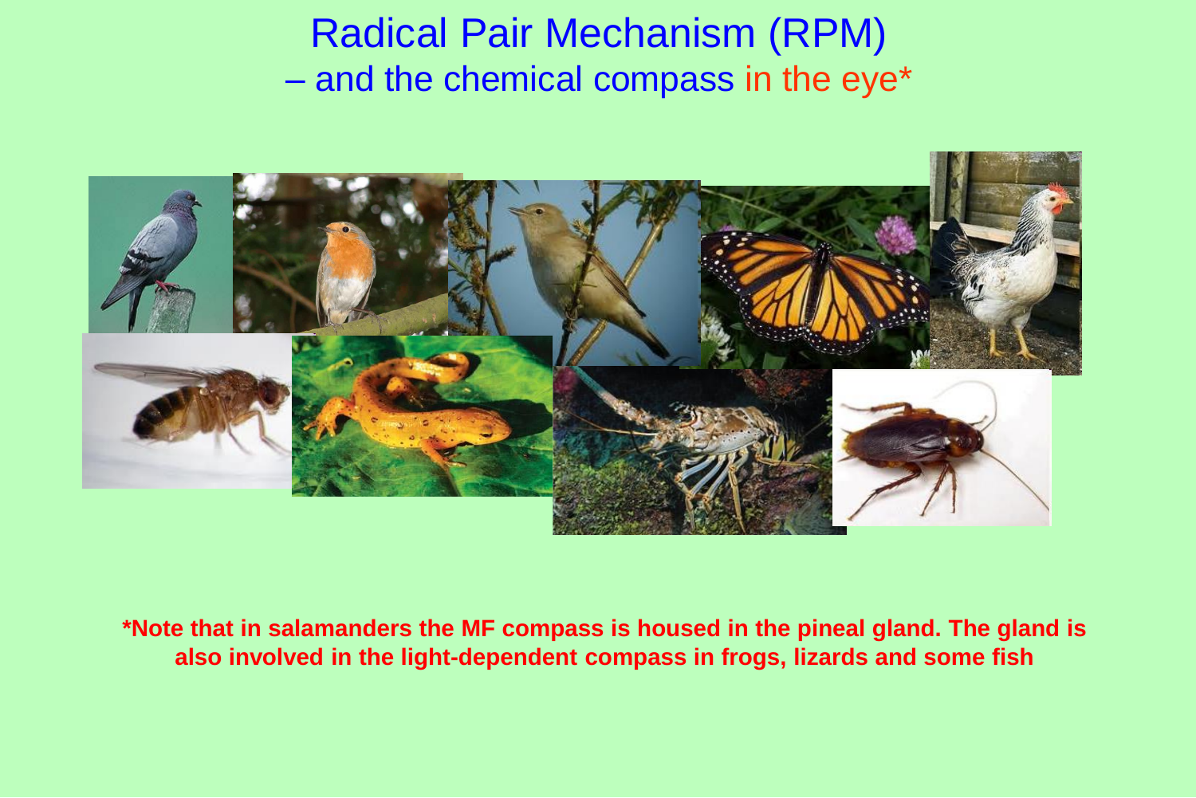# Radical Pair Mechanism (RPM)
## – and the chemical compass in the eye*

**\*Note that in salamanders the MF compass is housed in the pineal gland. The gland is also involved in the light-dependent compass in frogs, lizards and some fish**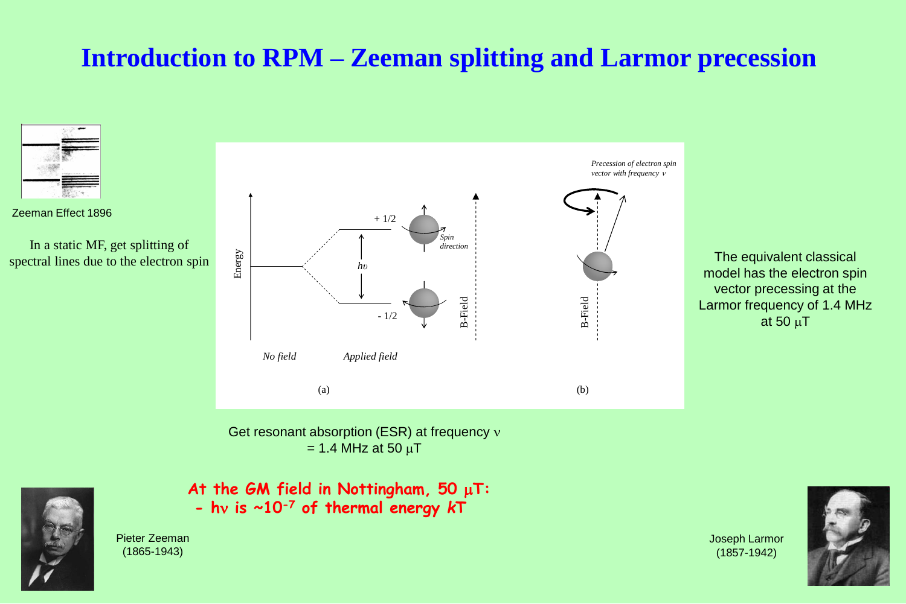# Introduction to RPM – Zeeman splitting and Larmor precession

Zeeman Effect 1896

In a static MF, get splitting of spectral lines due to the electron spin

Energy

No field

Applied field

+ 1/2

- 1/2

$h\upsilon$

*Spin direction*

B-Field

(a)

*Precession of electron spin vector with frequency $\nu$*

B-Field

(b)

The equivalent classical model has the electron spin vector precessing at the Larmor frequency of 1.4 MHz at 50 $\mu$T

Get resonant absorption (ESR) at frequency $\nu$ = 1.4 MHz at 50 $\mu$T

**At the GM field in Nottingham, 50 $\mu$T:**
**- h$\nu$ is ~$10^{-7}$ of thermal energy *kT***

Pieter Zeeman (1865-1943)

Joseph Larmor (1857-1942)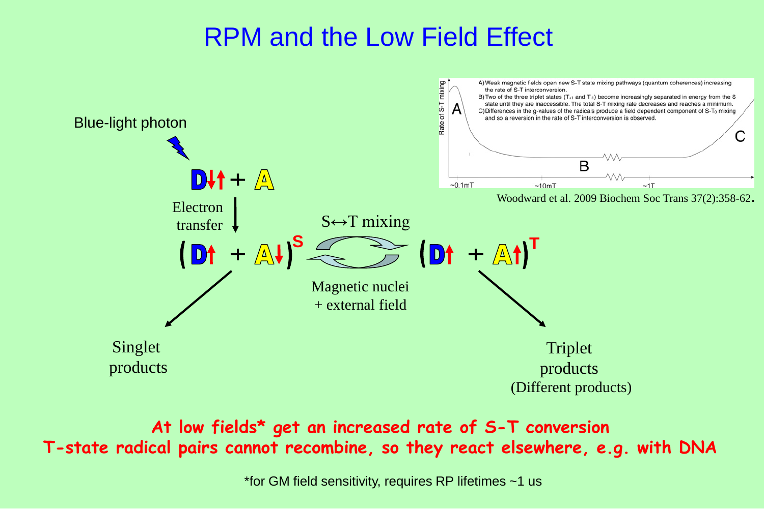# RPM and the Low Field Effect

Blue-light photon

D↓↑ + A

Electron transfer

$(D\uparrow + A\downarrow)^S$ — S↔T mixing — $(D\uparrow + A\uparrow)^T$

Magnetic nuclei + external field

Singlet products

Triplet products (Different products)

A) Weak magnetic fields open new S-T state mixing pathways (quantum coherences) increasing the rate of S-T interconversion.
B) Two of the three triplet states ($T_{+1}$ and $T_{-1}$) become increasingly separated in energy from the S state until they are inaccessible. The total S-T mixing rate decreases and reaches a minimum.
C) Differences in the g-values of the radicals produce a field dependent component of S-$T_0$ mixing and so a reversion in the rate of S-T interconversion is observed.

Rate of S-T mixing

~0.1mT ~10mT ~1T

Woodward et al. 2009 Biochem Soc Trans 37(2):358-62.

**At low fields* get an increased rate of S-T conversion**
**T-state radical pairs cannot recombine, so they react elsewhere, e.g. with DNA**

*for GM field sensitivity, requires RP lifetimes ~1 us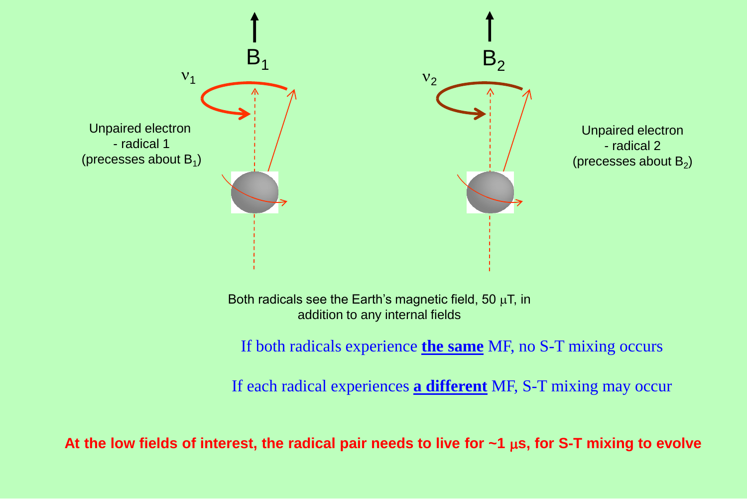$B_1$

$\nu_1$

Unpaired electron
- radical 1
(precesses about $B_1$)

$B_2$

$\nu_2$

Unpaired electron
- radical 2
(precesses about $B_2$)

Both radicals see the Earth's magnetic field, 50 $\mu$T, in addition to any internal fields

If both radicals experience **the same** MF, no S-T mixing occurs

If each radical experiences **a different** MF, S-T mixing may occur

**At the low fields of interest, the radical pair needs to live for ~1 $\mu$s, for S-T mixing to evolve**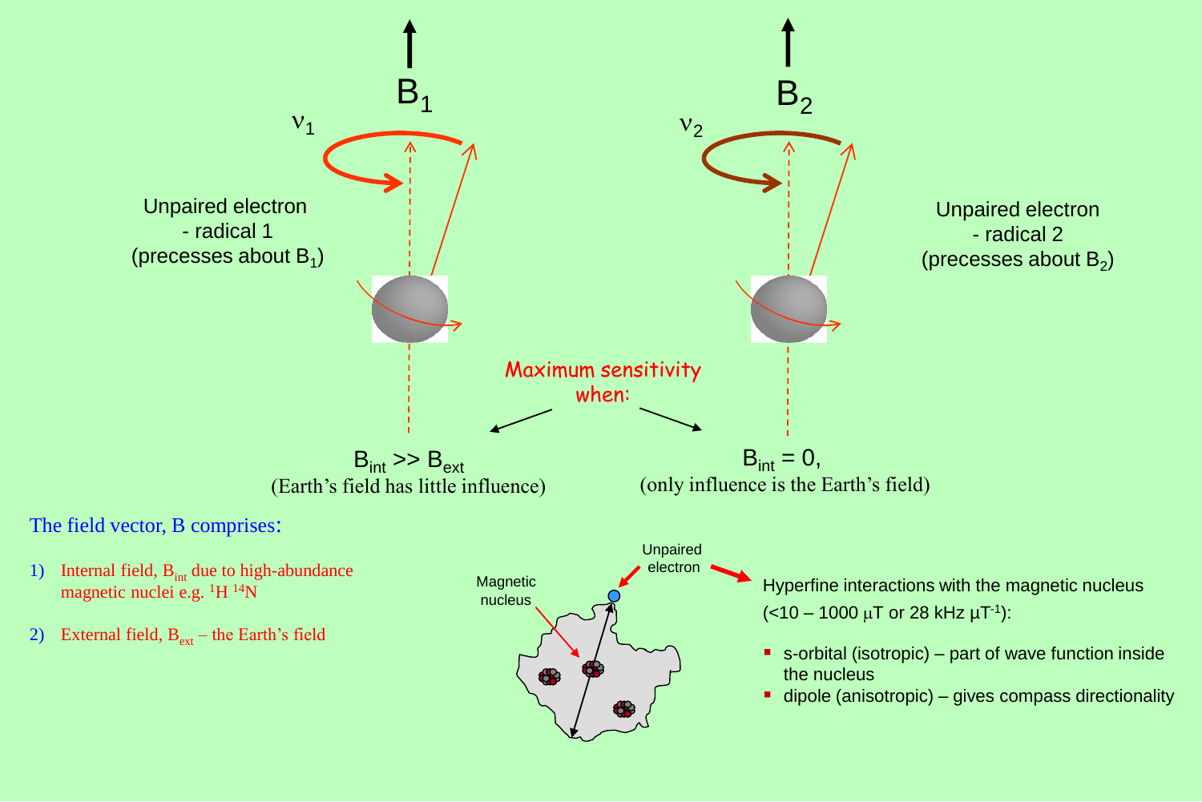$B_1$

$\nu_1$

Unpaired electron
- radical 1
(precesses about $B_1$)

$B_2$

$\nu_2$

Unpaired electron
- radical 2
(precesses about $B_2$)

Maximum sensitivity when:

$B_{int} >> B_{ext}$
(Earth's field has little influence)

$B_{int} = 0$,
(only influence is the Earth's field)

The field vector, B comprises:

1) Internal field, $B_{int}$ due to high-abundance magnetic nuclei e.g. $^{1}H$ $^{14}N$
2) External field, $B_{ext}$ – the Earth's field

Magnetic nucleus

Unpaired electron

Hyperfine interactions with the magnetic nucleus ($<10$ – $1000$ $\mu T$ or $28$ kHz $\mu T^{-1}$):

- s-orbital (isotropic) – part of wave function inside the nucleus
- dipole (anisotropic) – gives compass directionality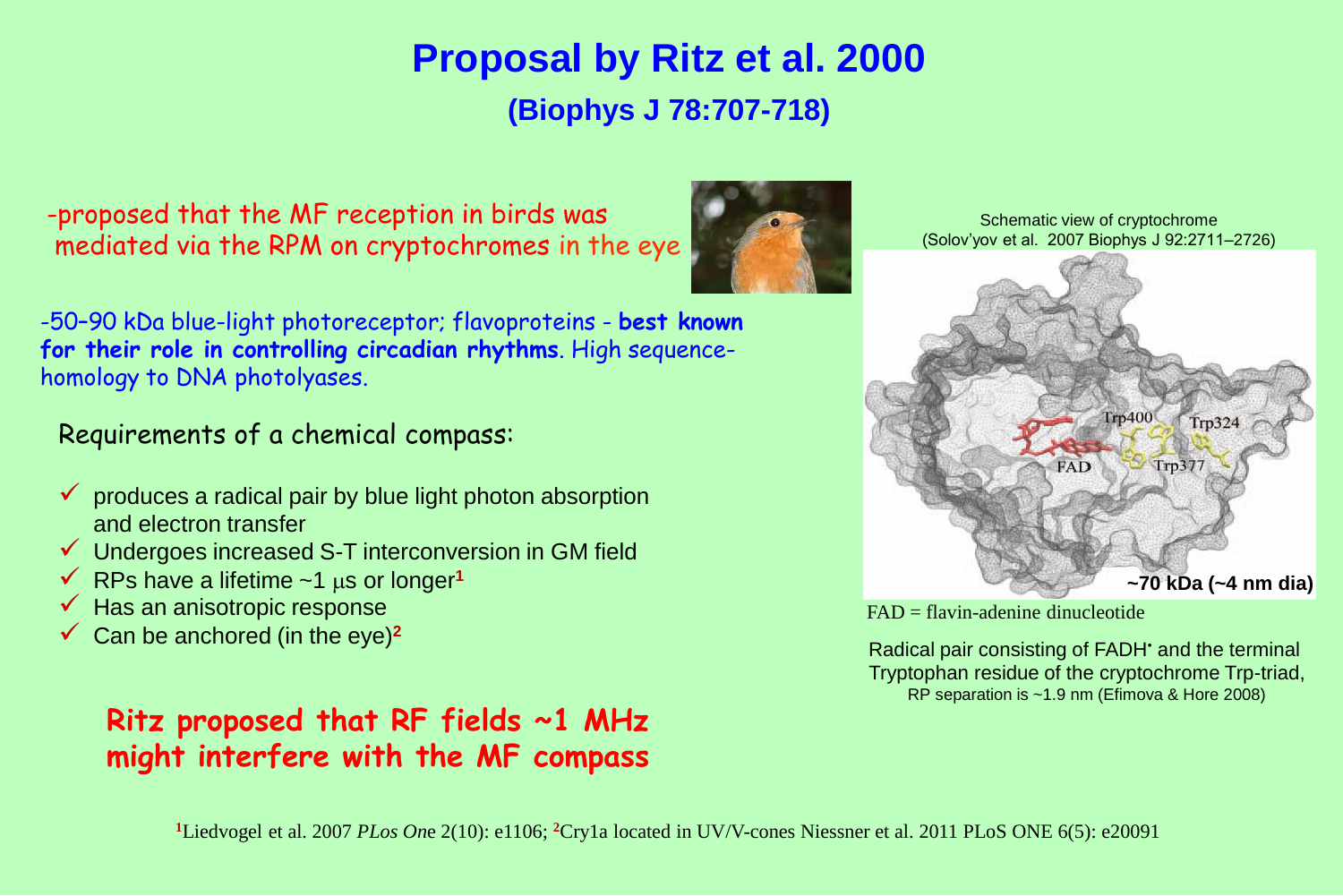# Proposal by Ritz et al. 2000

## (Biophys J 78:707-718)

-proposed that the MF reception in birds was mediated via the RPM on cryptochromes in the eye

-50–90 kDa blue-light photoreceptor; flavoproteins - **best known for their role in controlling circadian rhythms**. High sequence-homology to DNA photolyases.

Requirements of a chemical compass:

- ✓ produces a radical pair by blue light photon absorption and electron transfer
- ✓ Undergoes increased S-T interconversion in GM field
- ✓ RPs have a lifetime ~1 μs or longer[1]
- ✓ Has an anisotropic response
- ✓ Can be anchored (in the eye)[2]

**Ritz proposed that RF fields ~1 MHz might interfere with the MF compass**

Schematic view of cryptochrome (Solov'yov et al. 2007 Biophys J 92:2711–2726)

Trp400 Trp324 FAD Trp377

**~70 kDa (~4 nm dia)**

FAD = flavin-adenine dinucleotide

Radical pair consisting of FADH• and the terminal Tryptophan residue of the cryptochrome Trp-triad, RP separation is ~1.9 nm (Efimova & Hore 2008)

[1]Liedvogel et al. 2007 *PLos One* 2(10): e1106; [2]Cry1a located in UV/V-cones Niessner et al. 2011 PLoS ONE 6(5): e20091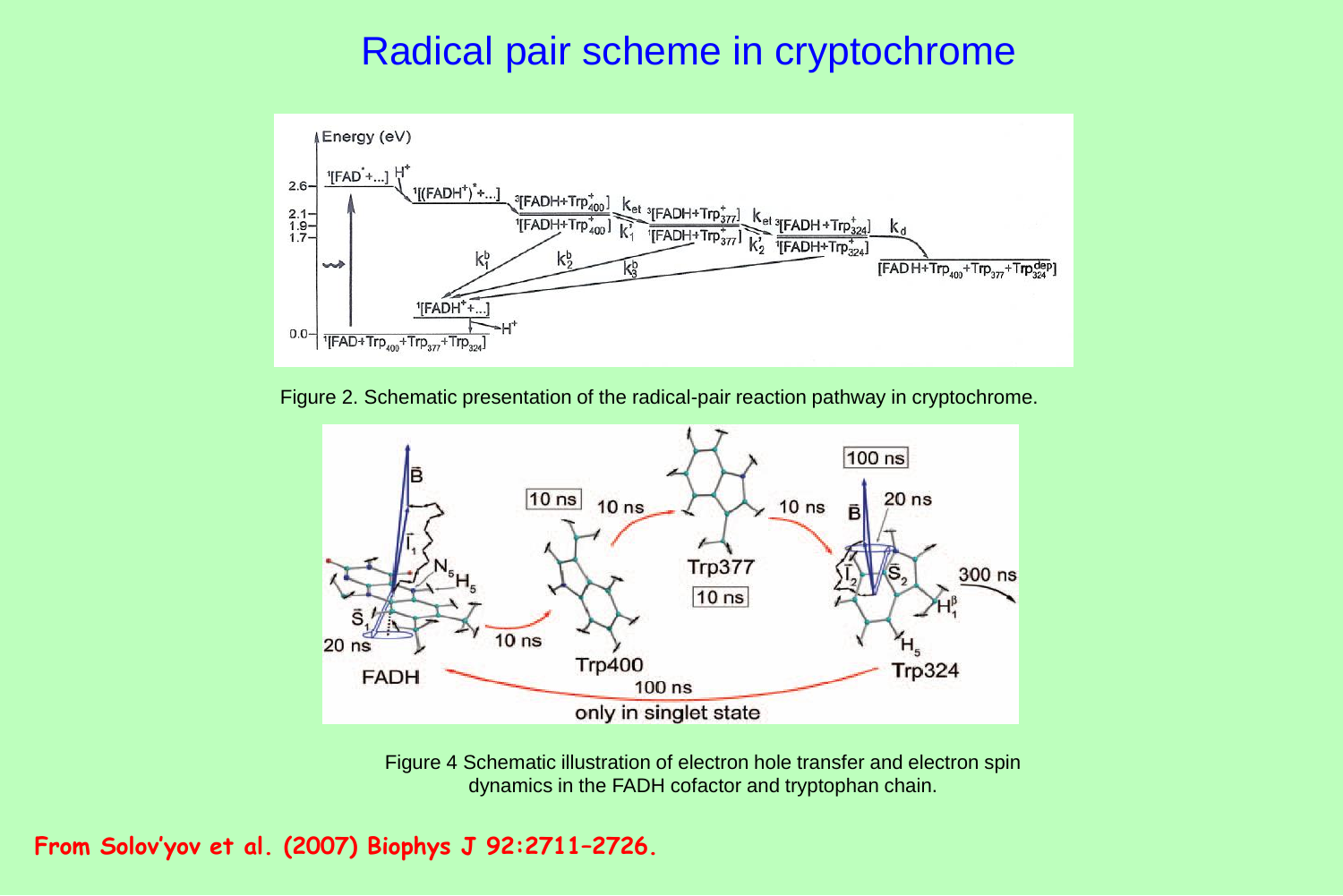# Radical pair scheme in cryptochrome

Figure 2. Schematic presentation of the radical-pair reaction pathway in cryptochrome.

Figure 4 Schematic illustration of electron hole transfer and electron spin dynamics in the FADH cofactor and tryptophan chain.

**From Solov'yov et al. (2007) Biophys J 92:2711–2726.**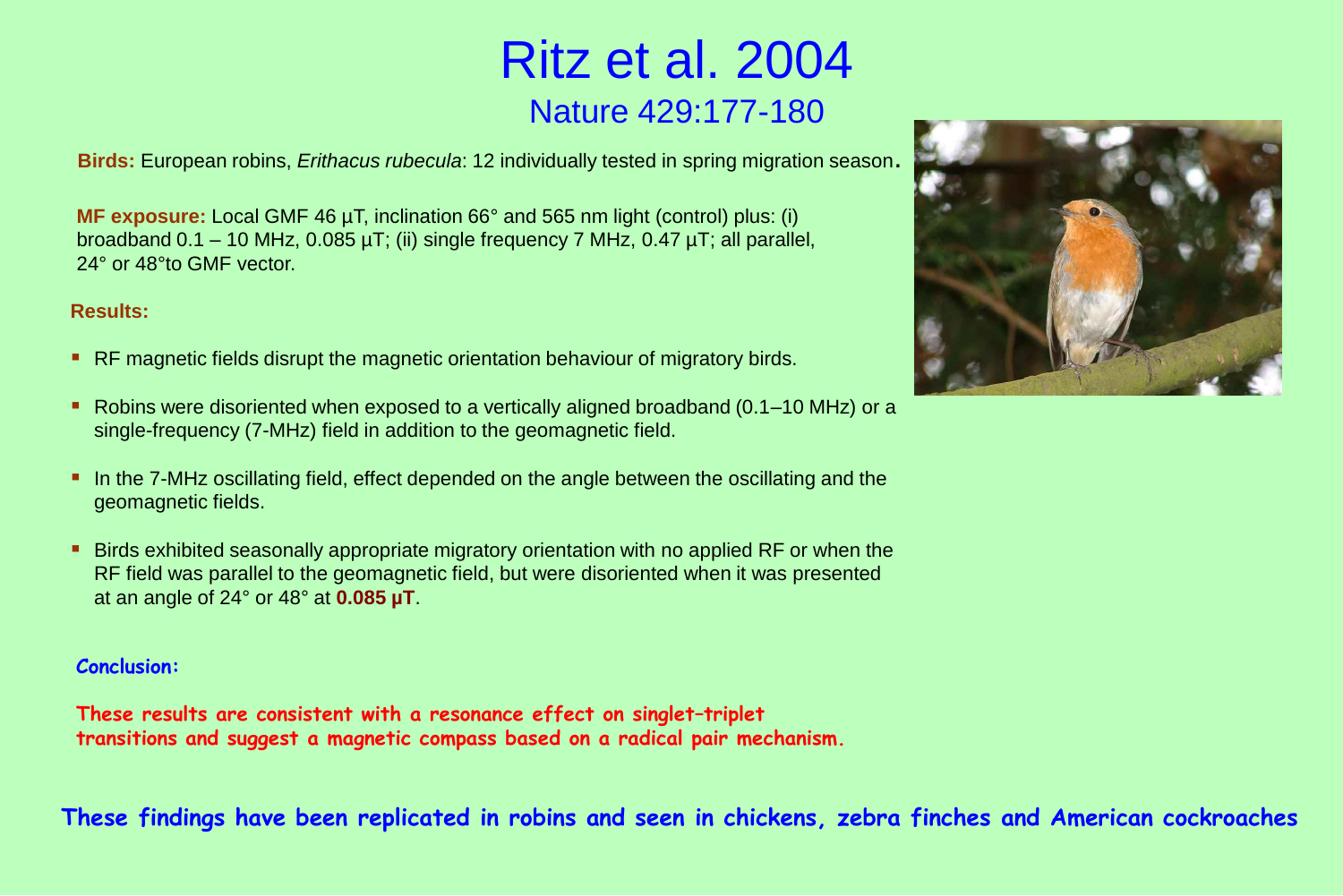# Ritz et al. 2004

## Nature 429:177-180

**Birds:** European robins, *Erithacus rubecula*: 12 individually tested in spring migration season.

**MF exposure:** Local GMF 46 µT, inclination 66° and 565 nm light (control) plus: (i) broadband 0.1 – 10 MHz, 0.085 µT; (ii) single frequency 7 MHz, 0.47 µT; all parallel, 24° or 48°to GMF vector.

**Results:**

- RF magnetic fields disrupt the magnetic orientation behaviour of migratory birds.
- Robins were disoriented when exposed to a vertically aligned broadband (0.1–10 MHz) or a single-frequency (7-MHz) field in addition to the geomagnetic field.
- In the 7-MHz oscillating field, effect depended on the angle between the oscillating and the geomagnetic fields.
- Birds exhibited seasonally appropriate migratory orientation with no applied RF or when the RF field was parallel to the geomagnetic field, but were disoriented when it was presented at an angle of 24° or 48° at **0.085 µT**.

**Conclusion:**

**These results are consistent with a resonance effect on singlet–triplet transitions and suggest a magnetic compass based on a radical pair mechanism.**

**These findings have been replicated in robins and seen in chickens, zebra finches and American cockroaches**